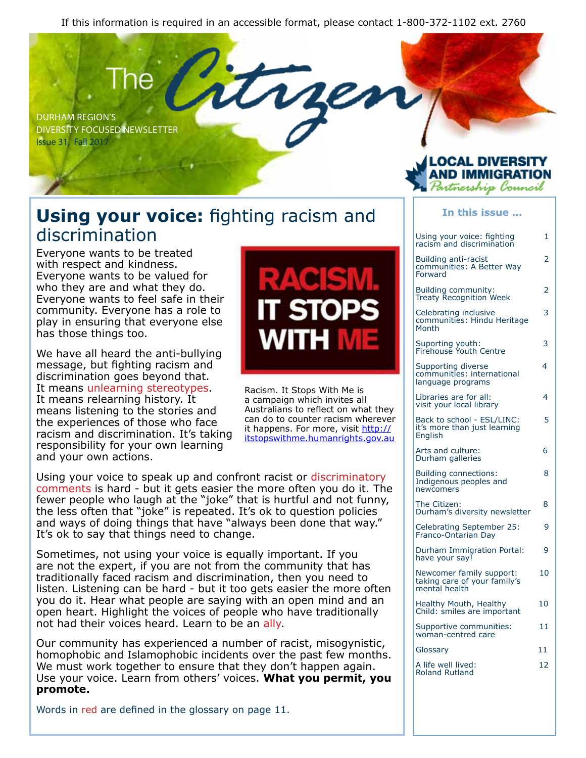If this information is required in an accessible format, please contact 1-800-372-1102 ext. 2760

# The Citizen

DURHAM REGION'S
DIVERSITY FOCUSED NEWSLETTER
Issue 31, Fall 2017

LOCAL DIVERSITY AND IMMIGRATION Partnership Council

## Using your voice: fighting racism and discrimination

Everyone wants to be treated with respect and kindness. Everyone wants to be valued for who they are and what they do. Everyone wants to feel safe in their community. Everyone has a role to play in ensuring that everyone else has those things too.

We have all heard the anti-bullying message, but fighting racism and discrimination goes beyond that. It means unlearning stereotypes. It means relearning history. It means listening to the stories and the experiences of those who face racism and discrimination. It's taking responsibility for your own learning and your own actions.

RACISM. IT STOPS WITH ME

Racism. It Stops With Me is a campaign which invites all Australians to reflect on what they can do to counter racism wherever it happens. For more, visit http://itstopswithme.humanrights.gov.au

Using your voice to speak up and confront racist or discriminatory comments is hard - but it gets easier the more often you do it. The fewer people who laugh at the "joke" that is hurtful and not funny, the less often that "joke" is repeated. It's ok to question policies and ways of doing things that have "always been done that way." It's ok to say that things need to change.

Sometimes, not using your voice is equally important. If you are not the expert, if you are not from the community that has traditionally faced racism and discrimination, then you need to listen. Listening can be hard - but it too gets easier the more often you do it. Hear what people are saying with an open mind and an open heart. Highlight the voices of people who have traditionally not had their voices heard. Learn to be an ally.

Our community has experienced a number of racist, misogynistic, homophobic and Islamophobic incidents over the past few months. We must work together to ensure that they don't happen again. Use your voice. Learn from others' voices. **What you permit, you promote.**

Words in red are defined in the glossary on page 11.

### In this issue ...

| | |
|---|---|
| Using your voice: fighting racism and discrimination | 1 |
| Building anti-racist communities: A Better Way Forward | 2 |
| Building community: Treaty Recognition Week | 2 |
| Celebrating inclusive communities: Hindu Heritage Month | 3 |
| Suporting youth: Firehouse Youth Centre | 3 |
| Supporting diverse communities: international language programs | 4 |
| Libraries are for all: visit your local library | 4 |
| Back to school - ESL/LINC: it's more than just learning English | 5 |
| Arts and culture: Durham galleries | 6 |
| Building connections: Indigenous peoples and newcomers | 8 |
| The Citizen: Durham's diversity newsletter | 8 |
| Celebrating September 25: Franco-Ontarian Day | 9 |
| Durham Immigration Portal: have your say! | 9 |
| Newcomer family support: taking care of your family's mental health | 10 |
| Healthy Mouth, Healthy Child: smiles are important | 10 |
| Supportive communities: woman-centred care | 11 |
| Glossary | 11 |
| A life well lived: Roland Rutland | 12 |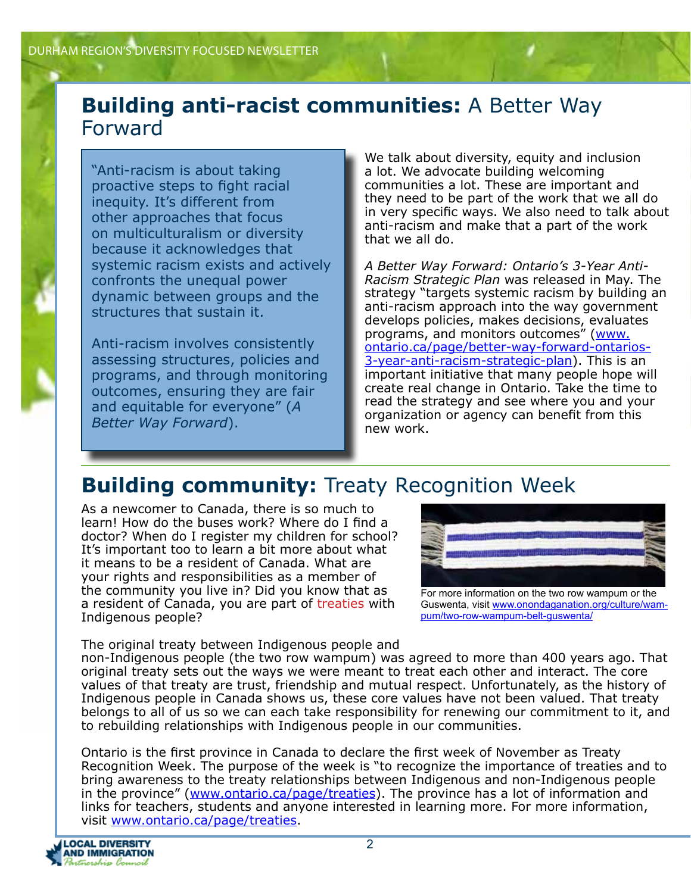## **Building anti-racist communities:** A Better Way Forward

> "Anti-racism is about taking proactive steps to fight racial inequity. It's different from other approaches that focus on multiculturalism or diversity because it acknowledges that systemic racism exists and actively confronts the unequal power dynamic between groups and the structures that sustain it.
>
> Anti-racism involves consistently assessing structures, policies and programs, and through monitoring outcomes, ensuring they are fair and equitable for everyone" (*A Better Way Forward*).

We talk about diversity, equity and inclusion a lot. We advocate building welcoming communities a lot. These are important and they need to be part of the work that we all do in very specific ways. We also need to talk about anti-racism and make that a part of the work that we all do.

*A Better Way Forward: Ontario's 3-Year Anti-Racism Strategic Plan* was released in May. The strategy "targets systemic racism by building an anti-racism approach into the way government develops policies, makes decisions, evaluates programs, and monitors outcomes" (www.ontario.ca/page/better-way-forward-ontarios-3-year-anti-racism-strategic-plan). This is an important initiative that many people hope will create real change in Ontario. Take the time to read the strategy and see where you and your organization or agency can benefit from this new work.

## **Building community:** Treaty Recognition Week

As a newcomer to Canada, there is so much to learn! How do the buses work? Where do I find a doctor? When do I register my children for school? It's important too to learn a bit more about what it means to be a resident of Canada. What are your rights and responsibilities as a member of the community you live in? Did you know that as a resident of Canada, you are part of treaties with Indigenous people?

For more information on the two row wampum or the Guswenta, visit www.onondaganation.org/culture/wampum/two-row-wampum-belt-guswenta/

The original treaty between Indigenous people and non-Indigenous people (the two row wampum) was agreed to more than 400 years ago. That original treaty sets out the ways we were meant to treat each other and interact. The core values of that treaty are trust, friendship and mutual respect. Unfortunately, as the history of Indigenous people in Canada shows us, these core values have not been valued. That treaty belongs to all of us so we can each take responsibility for renewing our commitment to it, and to rebuilding relationships with Indigenous people in our communities.

Ontario is the first province in Canada to declare the first week of November as Treaty Recognition Week. The purpose of the week is "to recognize the importance of treaties and to bring awareness to the treaty relationships between Indigenous and non-Indigenous people in the province" (www.ontario.ca/page/treaties). The province has a lot of information and links for teachers, students and anyone interested in learning more. For more information, visit www.ontario.ca/page/treaties.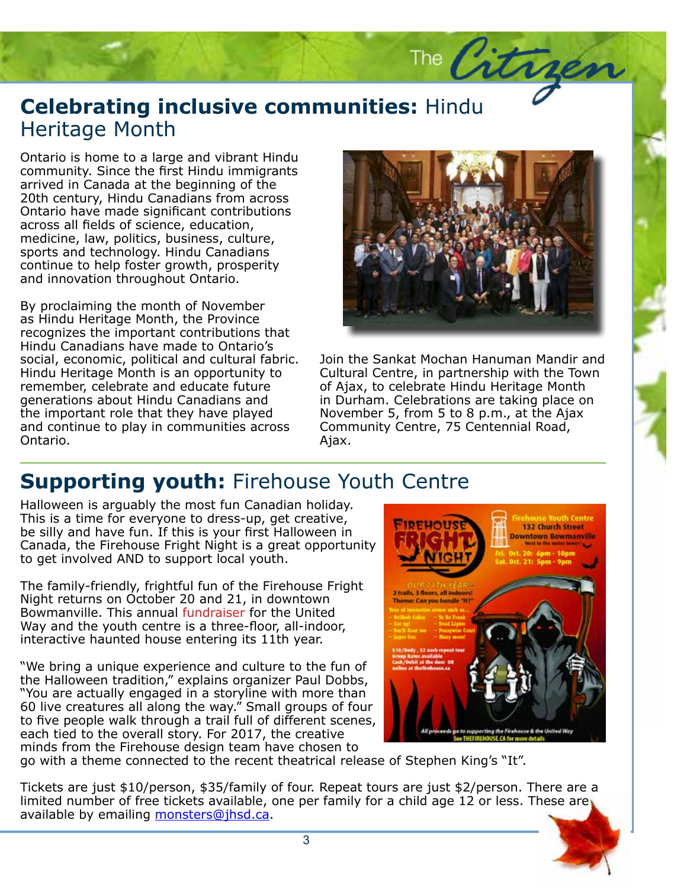## **Celebrating inclusive communities:** Hindu Heritage Month

Ontario is home to a large and vibrant Hindu community. Since the first Hindu immigrants arrived in Canada at the beginning of the 20th century, Hindu Canadians from across Ontario have made significant contributions across all fields of science, education, medicine, law, politics, business, culture, sports and technology. Hindu Canadians continue to help foster growth, prosperity and innovation throughout Ontario.

By proclaiming the month of November as Hindu Heritage Month, the Province recognizes the important contributions that Hindu Canadians have made to Ontario's social, economic, political and cultural fabric. Hindu Heritage Month is an opportunity to remember, celebrate and educate future generations about Hindu Canadians and the important role that they have played and continue to play in communities across Ontario.

Join the Sankat Mochan Hanuman Mandir and Cultural Centre, in partnership with the Town of Ajax, to celebrate Hindu Heritage Month in Durham. Celebrations are taking place on November 5, from 5 to 8 p.m., at the Ajax Community Centre, 75 Centennial Road, Ajax.

## **Supporting youth:** Firehouse Youth Centre

Halloween is arguably the most fun Canadian holiday. This is a time for everyone to dress-up, get creative, be silly and have fun. If this is your first Halloween in Canada, the Firehouse Fright Night is a great opportunity to get involved AND to support local youth.

The family-friendly, frightful fun of the Firehouse Fright Night returns on October 20 and 21, in downtown Bowmanville. This annual fundraiser for the United Way and the youth centre is a three-floor, all-indoor, interactive haunted house entering its 11th year.

"We bring a unique experience and culture to the fun of the Halloween tradition," explains organizer Paul Dobbs, "You are actually engaged in a storyline with more than 60 live creatures all along the way." Small groups of four to five people walk through a trail full of different scenes, each tied to the overall story. For 2017, the creative minds from the Firehouse design team have chosen to go with a theme connected to the recent theatrical release of Stephen King's "It".

Tickets are just $10/person, $35/family of four. Repeat tours are just $2/person. There are a limited number of free tickets available, one per family for a child age 12 or less. These are available by emailing monsters@jhsd.ca.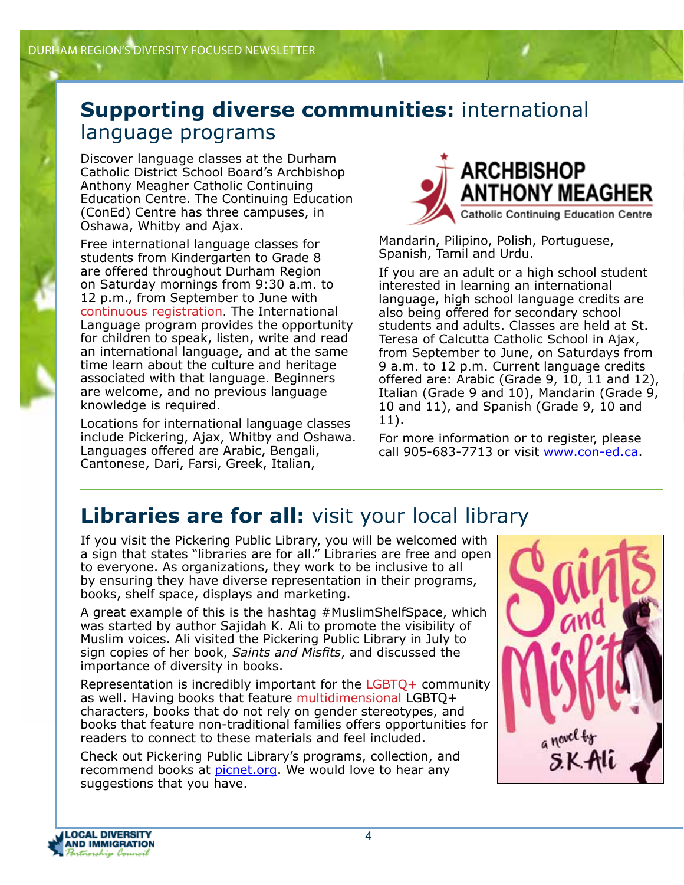## **Supporting diverse communities:** international language programs

Discover language classes at the Durham Catholic District School Board's Archbishop Anthony Meagher Catholic Continuing Education Centre. The Continuing Education (ConEd) Centre has three campuses, in Oshawa, Whitby and Ajax.

Free international language classes for students from Kindergarten to Grade 8 are offered throughout Durham Region on Saturday mornings from 9:30 a.m. to 12 p.m., from September to June with continuous registration. The International Language program provides the opportunity for children to speak, listen, write and read an international language, and at the same time learn about the culture and heritage associated with that language. Beginners are welcome, and no previous language knowledge is required.

Locations for international language classes include Pickering, Ajax, Whitby and Oshawa. Languages offered are Arabic, Bengali, Cantonese, Dari, Farsi, Greek, Italian, Mandarin, Pilipino, Polish, Portuguese, Spanish, Tamil and Urdu.

If you are an adult or a high school student interested in learning an international language, high school language credits are also being offered for secondary school students and adults. Classes are held at St. Teresa of Calcutta Catholic School in Ajax, from September to June, on Saturdays from 9 a.m. to 12 p.m. Current language credits offered are: Arabic (Grade 9, 10, 11 and 12), Italian (Grade 9 and 10), Mandarin (Grade 9, 10 and 11), and Spanish (Grade 9, 10 and 11).

For more information or to register, please call 905-683-7713 or visit www.con-ed.ca.

## **Libraries are for all:** visit your local library

If you visit the Pickering Public Library, you will be welcomed with a sign that states "libraries are for all." Libraries are free and open to everyone. As organizations, they work to be inclusive to all by ensuring they have diverse representation in their programs, books, shelf space, displays and marketing.

A great example of this is the hashtag #MuslimShelfSpace, which was started by author Sajidah K. Ali to promote the visibility of Muslim voices. Ali visited the Pickering Public Library in July to sign copies of her book, *Saints and Misfits*, and discussed the importance of diversity in books.

Representation is incredibly important for the LGBTQ+ community as well. Having books that feature multidimensional LGBTQ+ characters, books that do not rely on gender stereotypes, and books that feature non-traditional families offers opportunities for readers to connect to these materials and feel included.

Check out Pickering Public Library's programs, collection, and recommend books at picnet.org. We would love to hear any suggestions that you have.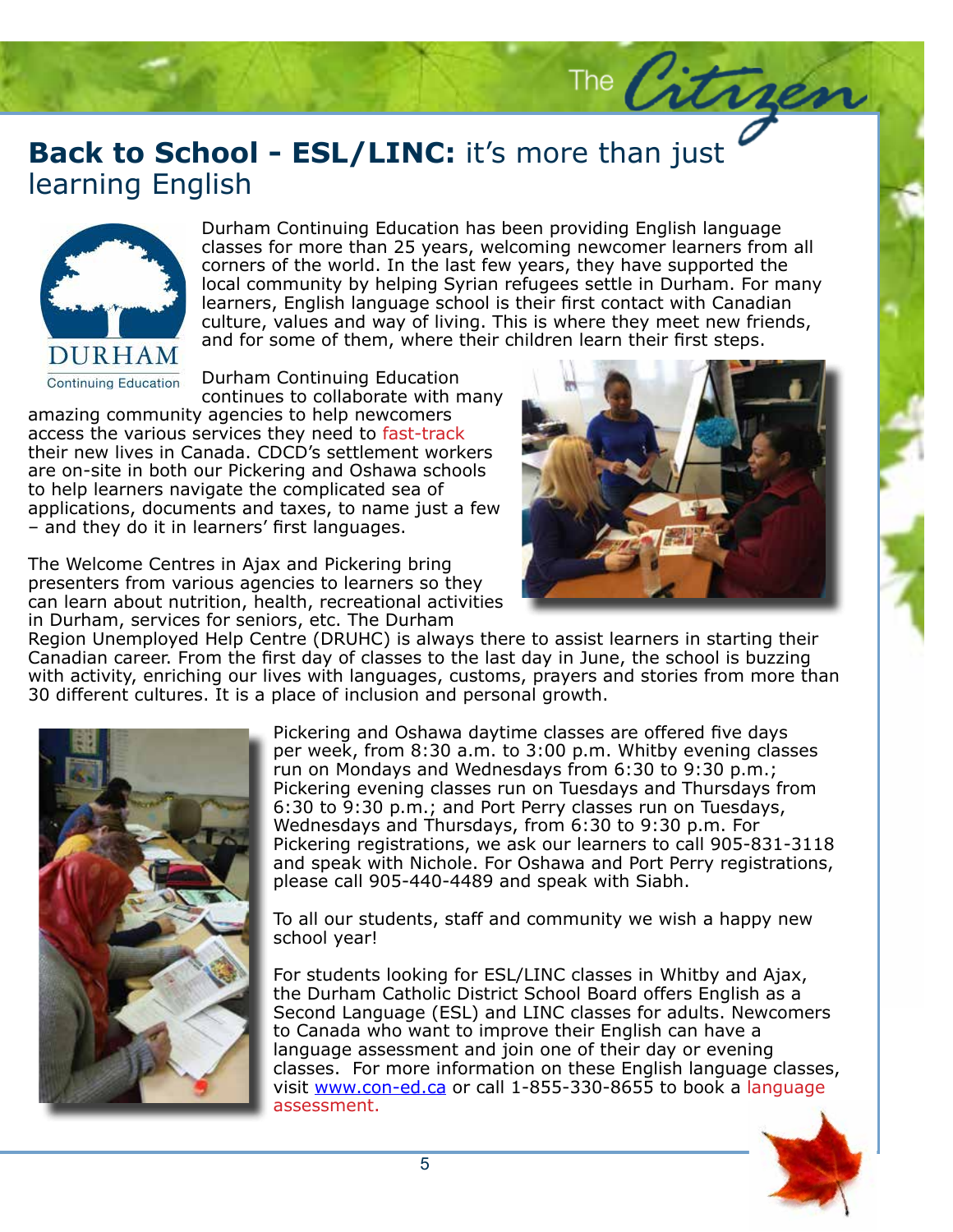# **Back to School - ESL/LINC:** it's more than just learning English

DURHAM
Continuing Education

Durham Continuing Education has been providing English language classes for more than 25 years, welcoming newcomer learners from all corners of the world. In the last few years, they have supported the local community by helping Syrian refugees settle in Durham. For many learners, English language school is their first contact with Canadian culture, values and way of living. This is where they meet new friends, and for some of them, where their children learn their first steps.

Durham Continuing Education continues to collaborate with many amazing community agencies to help newcomers access the various services they need to fast-track their new lives in Canada. CDCD's settlement workers are on-site in both our Pickering and Oshawa schools to help learners navigate the complicated sea of applications, documents and taxes, to name just a few – and they do it in learners' first languages.

The Welcome Centres in Ajax and Pickering bring presenters from various agencies to learners so they can learn about nutrition, health, recreational activities in Durham, services for seniors, etc. The Durham Region Unemployed Help Centre (DRUHC) is always there to assist learners in starting their Canadian career. From the first day of classes to the last day in June, the school is buzzing with activity, enriching our lives with languages, customs, prayers and stories from more than 30 different cultures. It is a place of inclusion and personal growth.

Pickering and Oshawa daytime classes are offered five days per week, from 8:30 a.m. to 3:00 p.m. Whitby evening classes run on Mondays and Wednesdays from 6:30 to 9:30 p.m.; Pickering evening classes run on Tuesdays and Thursdays from 6:30 to 9:30 p.m.; and Port Perry classes run on Tuesdays, Wednesdays and Thursdays, from 6:30 to 9:30 p.m. For Pickering registrations, we ask our learners to call 905-831-3118 and speak with Nichole. For Oshawa and Port Perry registrations, please call 905-440-4489 and speak with Siabh.

To all our students, staff and community we wish a happy new school year!

For students looking for ESL/LINC classes in Whitby and Ajax, the Durham Catholic District School Board offers English as a Second Language (ESL) and LINC classes for adults. Newcomers to Canada who want to improve their English can have a language assessment and join one of their day or evening classes. For more information on these English language classes, visit www.con-ed.ca or call 1-855-330-8655 to book a language assessment.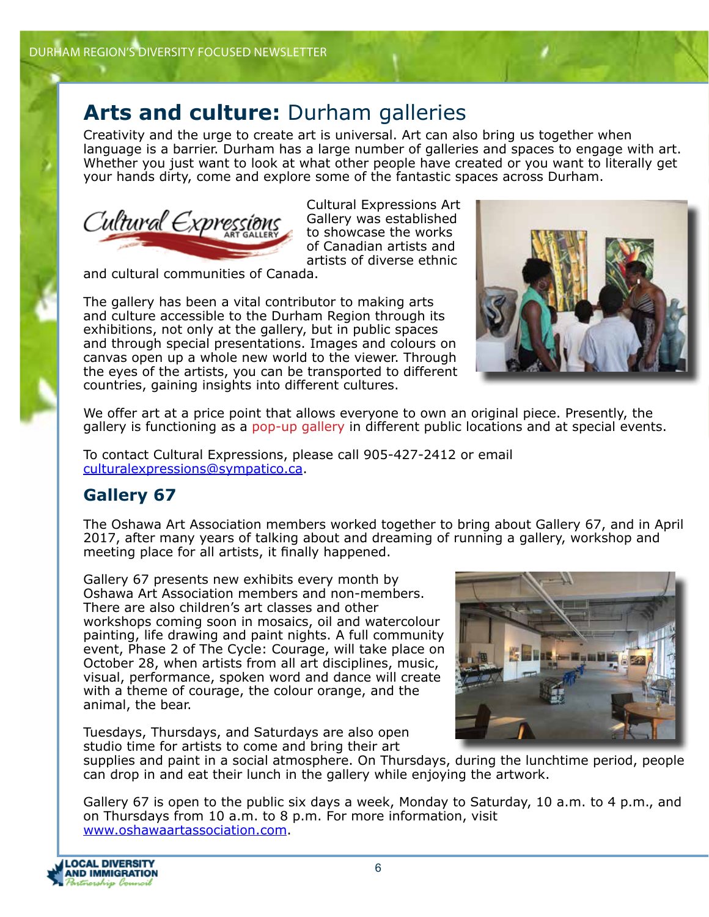# **Arts and culture:** Durham galleries

Creativity and the urge to create art is universal. Art can also bring us together when language is a barrier. Durham has a large number of galleries and spaces to engage with art. Whether you just want to look at what other people have created or you want to literally get your hands dirty, come and explore some of the fantastic spaces across Durham.

Cultural Expressions Art Gallery was established to showcase the works of Canadian artists and artists of diverse ethnic and cultural communities of Canada.

The gallery has been a vital contributor to making arts and culture accessible to the Durham Region through its exhibitions, not only at the gallery, but in public spaces and through special presentations. Images and colours on canvas open up a whole new world to the viewer. Through the eyes of the artists, you can be transported to different countries, gaining insights into different cultures.

We offer art at a price point that allows everyone to own an original piece. Presently, the gallery is functioning as a pop-up gallery in different public locations and at special events.

To contact Cultural Expressions, please call 905-427-2412 or email culturalexpressions@sympatico.ca.

## Gallery 67

The Oshawa Art Association members worked together to bring about Gallery 67, and in April 2017, after many years of talking about and dreaming of running a gallery, workshop and meeting place for all artists, it finally happened.

Gallery 67 presents new exhibits every month by Oshawa Art Association members and non-members. There are also children's art classes and other workshops coming soon in mosaics, oil and watercolour painting, life drawing and paint nights. A full community event, Phase 2 of The Cycle: Courage, will take place on October 28, when artists from all art disciplines, music, visual, performance, spoken word and dance will create with a theme of courage, the colour orange, and the animal, the bear.

Tuesdays, Thursdays, and Saturdays are also open studio time for artists to come and bring their art supplies and paint in a social atmosphere. On Thursdays, during the lunchtime period, people can drop in and eat their lunch in the gallery while enjoying the artwork.

Gallery 67 is open to the public six days a week, Monday to Saturday, 10 a.m. to 4 p.m., and on Thursdays from 10 a.m. to 8 p.m. For more information, visit www.oshawaartassociation.com.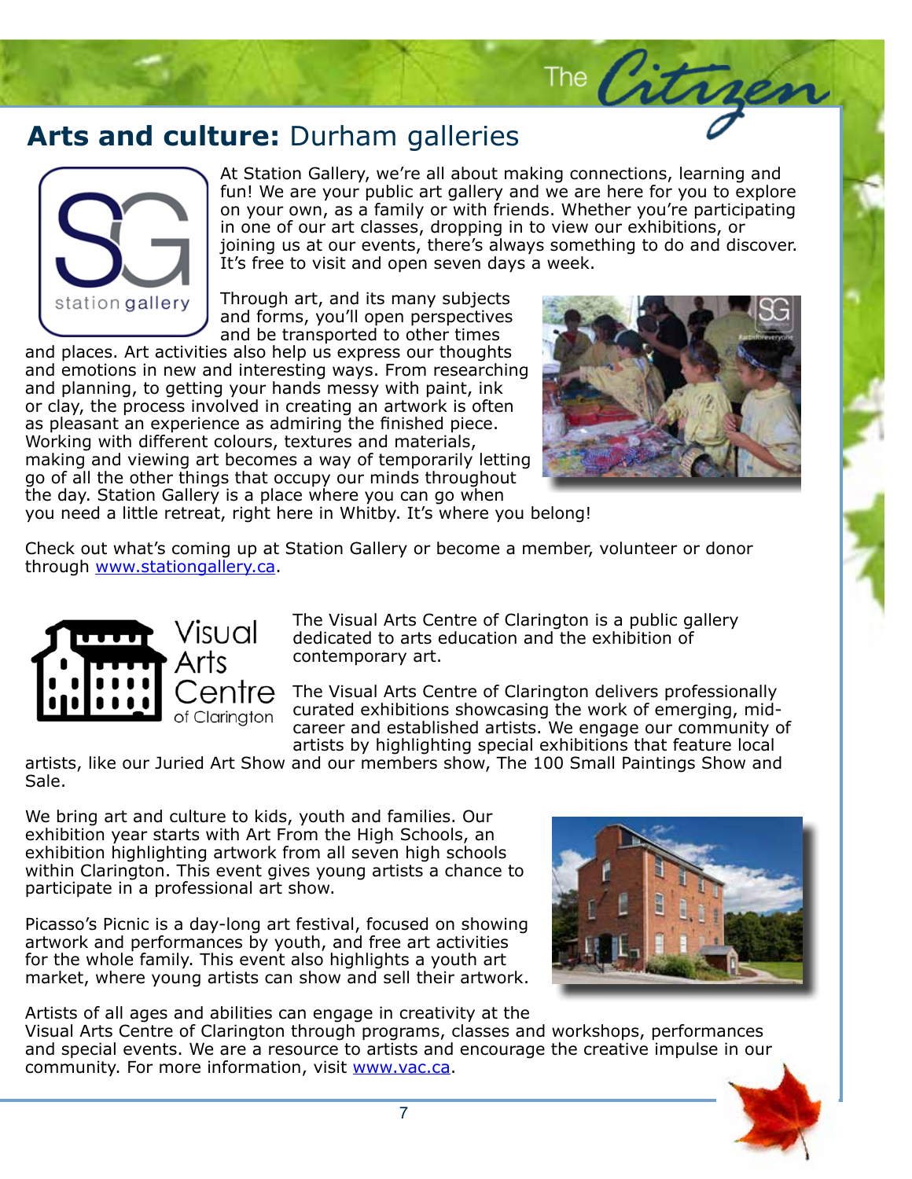# **Arts and culture:** Durham galleries

At Station Gallery, we're all about making connections, learning and fun! We are your public art gallery and we are here for you to explore on your own, as a family or with friends. Whether you're participating in one of our art classes, dropping in to view our exhibitions, or joining us at our events, there's always something to do and discover. It's free to visit and open seven days a week.

Through art, and its many subjects and forms, you'll open perspectives and be transported to other times and places. Art activities also help us express our thoughts and emotions in new and interesting ways. From researching and planning, to getting your hands messy with paint, ink or clay, the process involved in creating an artwork is often as pleasant an experience as admiring the finished piece. Working with different colours, textures and materials, making and viewing art becomes a way of temporarily letting go of all the other things that occupy our minds throughout the day. Station Gallery is a place where you can go when you need a little retreat, right here in Whitby. It's where you belong!

Check out what's coming up at Station Gallery or become a member, volunteer or donor through www.stationgallery.ca.

The Visual Arts Centre of Clarington is a public gallery dedicated to arts education and the exhibition of contemporary art.

The Visual Arts Centre of Clarington delivers professionally curated exhibitions showcasing the work of emerging, mid-career and established artists. We engage our community of artists by highlighting special exhibitions that feature local artists, like our Juried Art Show and our members show, The 100 Small Paintings Show and Sale.

We bring art and culture to kids, youth and families. Our exhibition year starts with Art From the High Schools, an exhibition highlighting artwork from all seven high schools within Clarington. This event gives young artists a chance to participate in a professional art show.

Picasso's Picnic is a day-long art festival, focused on showing artwork and performances by youth, and free art activities for the whole family. This event also highlights a youth art market, where young artists can show and sell their artwork.

Artists of all ages and abilities can engage in creativity at the Visual Arts Centre of Clarington through programs, classes and workshops, performances and special events. We are a resource to artists and encourage the creative impulse in our community. For more information, visit www.vac.ca.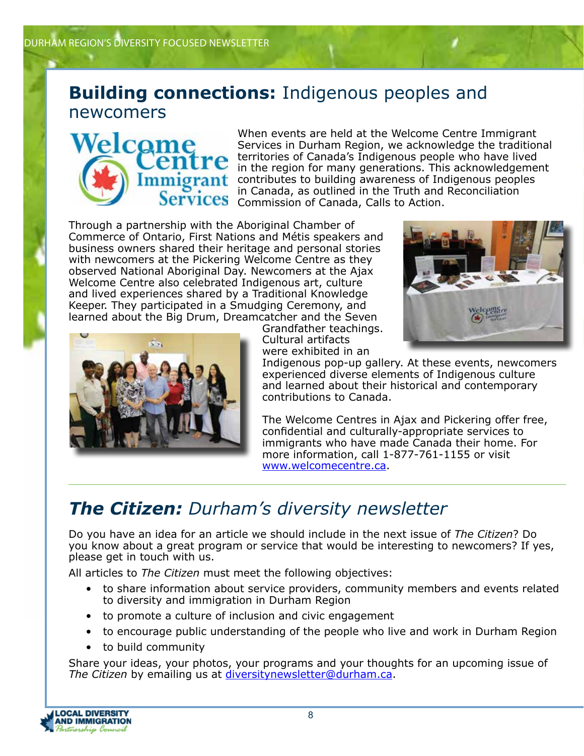## **Building connections:** Indigenous peoples and newcomers

When events are held at the Welcome Centre Immigrant Services in Durham Region, we acknowledge the traditional territories of Canada's Indigenous people who have lived in the region for many generations. This acknowledgement contributes to building awareness of Indigenous peoples in Canada, as outlined in the Truth and Reconciliation Commission of Canada, Calls to Action.

Through a partnership with the Aboriginal Chamber of Commerce of Ontario, First Nations and Métis speakers and business owners shared their heritage and personal stories with newcomers at the Pickering Welcome Centre as they observed National Aboriginal Day. Newcomers at the Ajax Welcome Centre also celebrated Indigenous art, culture and lived experiences shared by a Traditional Knowledge Keeper. They participated in a Smudging Ceremony, and learned about the Big Drum, Dreamcatcher and the Seven Grandfather teachings. Cultural artifacts were exhibited in an Indigenous pop-up gallery. At these events, newcomers experienced diverse elements of Indigenous culture and learned about their historical and contemporary contributions to Canada.

The Welcome Centres in Ajax and Pickering offer free, confidential and culturally-appropriate services to immigrants who have made Canada their home. For more information, call 1-877-761-1155 or visit [www.welcomecentre.ca](http://www.welcomecentre.ca).

## ***The Citizen:*** *Durham's diversity newsletter*

Do you have an idea for an article we should include in the next issue of *The Citizen*? Do you know about a great program or service that would be interesting to newcomers? If yes, please get in touch with us.

All articles to *The Citizen* must meet the following objectives:

- to share information about service providers, community members and events related to diversity and immigration in Durham Region
- to promote a culture of inclusion and civic engagement
- to encourage public understanding of the people who live and work in Durham Region
- to build community

Share your ideas, your photos, your programs and your thoughts for an upcoming issue of *The Citizen* by emailing us at [diversitynewsletter@durham.ca](mailto:diversitynewsletter@durham.ca).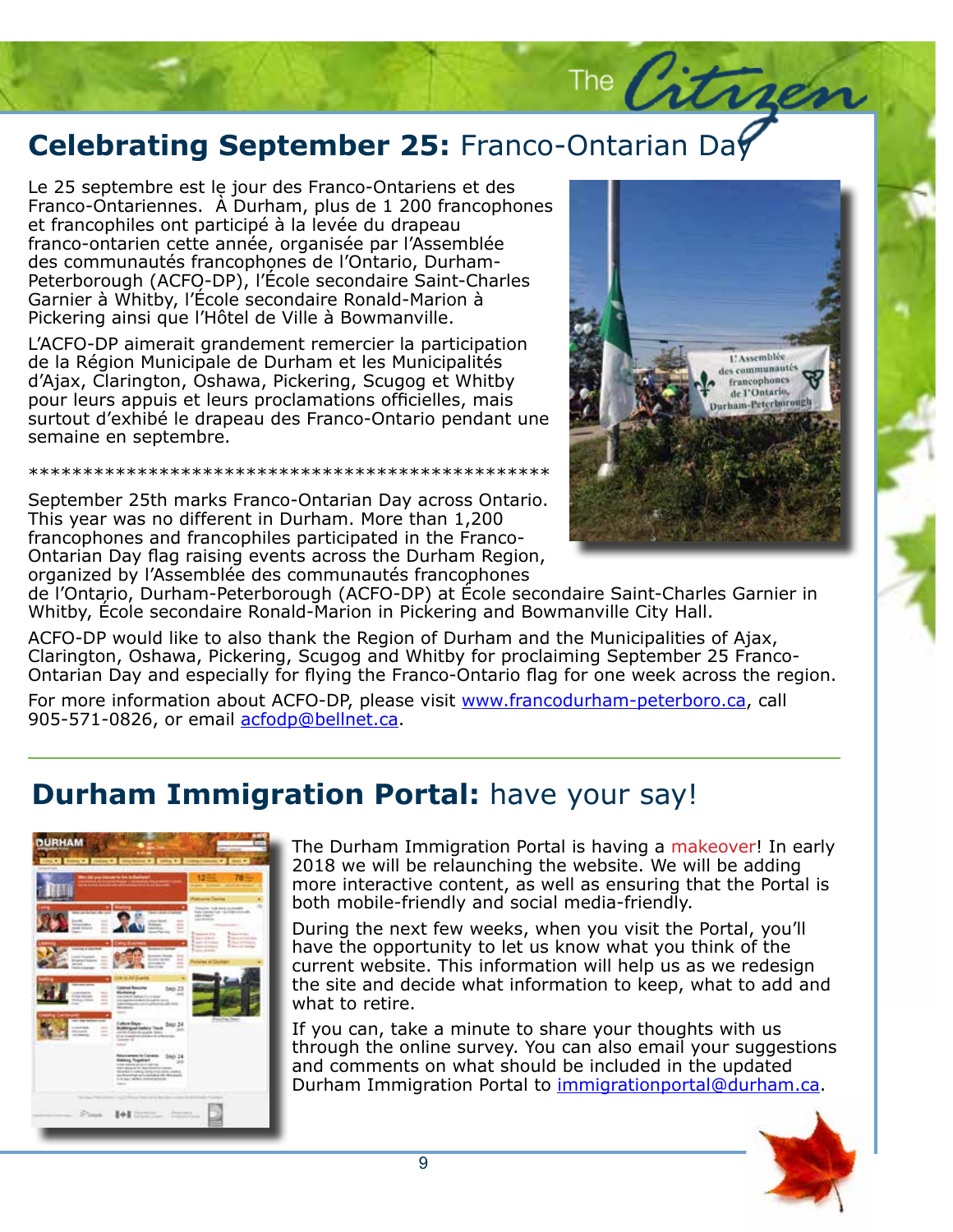## **Celebrating September 25:** Franco-Ontarian Day

Le 25 septembre est le jour des Franco-Ontariens et des Franco-Ontariennes. À Durham, plus de 1 200 francophones et francophiles ont participé à la levée du drapeau franco-ontarien cette année, organisée par l'Assemblée des communautés francophones de l'Ontario, Durham-Peterborough (ACFO-DP), l'École secondaire Saint-Charles Garnier à Whitby, l'École secondaire Ronald-Marion à Pickering ainsi que l'Hôtel de Ville à Bowmanville.

L'ACFO-DP aimerait grandement remercier la participation de la Région Municipale de Durham et les Municipalités d'Ajax, Clarington, Oshawa, Pickering, Scugog et Whitby pour leurs appuis et leurs proclamations officielles, mais surtout d'exhibé le drapeau des Franco-Ontario pendant une semaine en septembre.

\*\*\*\*\*\*\*\*\*\*\*\*\*\*\*\*\*\*\*\*\*\*\*\*\*\*\*\*\*\*\*\*\*\*\*\*\*\*\*\*\*\*\*\*\*\*\*\*

September 25th marks Franco-Ontarian Day across Ontario. This year was no different in Durham. More than 1,200 francophones and francophiles participated in the Franco-Ontarian Day flag raising events across the Durham Region, organized by l'Assemblée des communautés francophones de l'Ontario, Durham-Peterborough (ACFO-DP) at École secondaire Saint-Charles Garnier in Whitby, École secondaire Ronald-Marion in Pickering and Bowmanville City Hall.

ACFO-DP would like to also thank the Region of Durham and the Municipalities of Ajax, Clarington, Oshawa, Pickering, Scugog and Whitby for proclaiming September 25 Franco-Ontarian Day and especially for flying the Franco-Ontario flag for one week across the region.

For more information about ACFO-DP, please visit www.francodurham-peterboro.ca, call 905-571-0826, or email acfodp@bellnet.ca.

## **Durham Immigration Portal:** have your say!

The Durham Immigration Portal is having a makeover! In early 2018 we will be relaunching the website. We will be adding more interactive content, as well as ensuring that the Portal is both mobile-friendly and social media-friendly.

During the next few weeks, when you visit the Portal, you'll have the opportunity to let us know what you think of the current website. This information will help us as we redesign the site and decide what information to keep, what to add and what to retire.

If you can, take a minute to share your thoughts with us through the online survey. You can also email your suggestions and comments on what should be included in the updated Durham Immigration Portal to immigrationportal@durham.ca.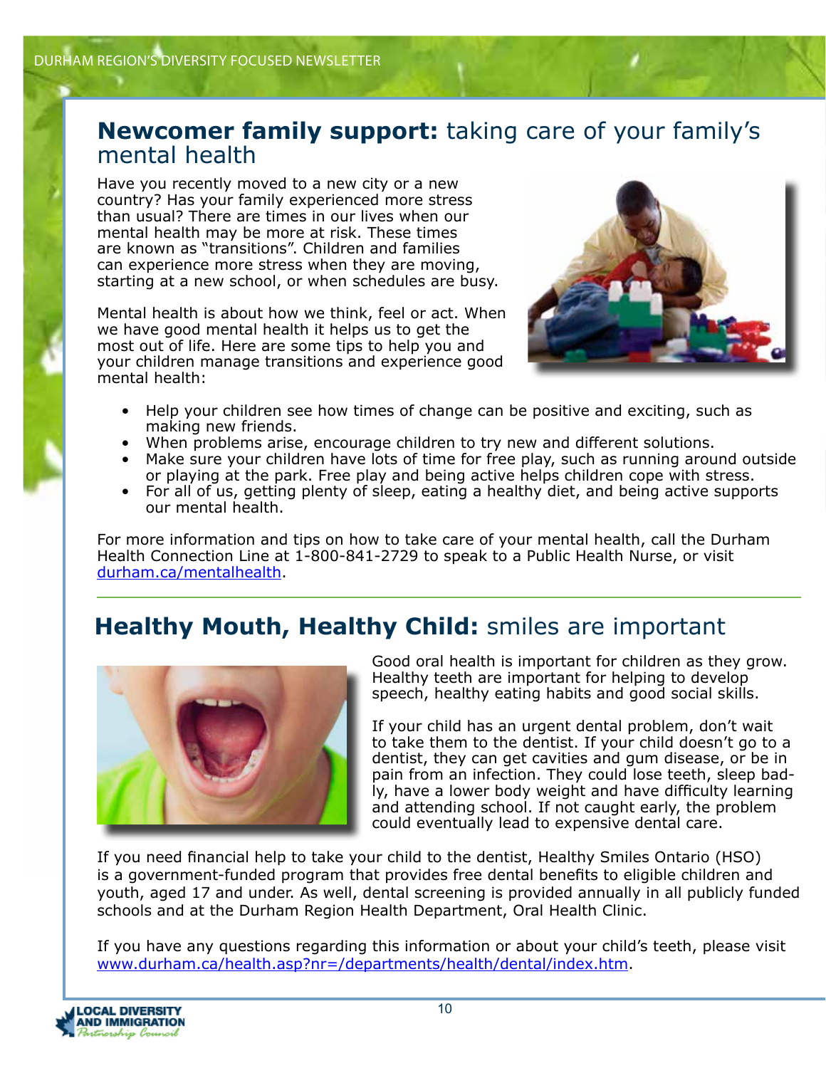## **Newcomer family support:** taking care of your family's mental health

Have you recently moved to a new city or a new country? Has your family experienced more stress than usual? There are times in our lives when our mental health may be more at risk. These times are known as "transitions". Children and families can experience more stress when they are moving, starting at a new school, or when schedules are busy.

Mental health is about how we think, feel or act. When we have good mental health it helps us to get the most out of life. Here are some tips to help you and your children manage transitions and experience good mental health:

- Help your children see how times of change can be positive and exciting, such as making new friends.
- When problems arise, encourage children to try new and different solutions.
- Make sure your children have lots of time for free play, such as running around outside or playing at the park. Free play and being active helps children cope with stress.
- For all of us, getting plenty of sleep, eating a healthy diet, and being active supports our mental health.

For more information and tips on how to take care of your mental health, call the Durham Health Connection Line at 1-800-841-2729 to speak to a Public Health Nurse, or visit durham.ca/mentalhealth.

## **Healthy Mouth, Healthy Child:** smiles are important

Good oral health is important for children as they grow. Healthy teeth are important for helping to develop speech, healthy eating habits and good social skills.

If your child has an urgent dental problem, don't wait to take them to the dentist. If your child doesn't go to a dentist, they can get cavities and gum disease, or be in pain from an infection. They could lose teeth, sleep badly, have a lower body weight and have difficulty learning and attending school. If not caught early, the problem could eventually lead to expensive dental care.

If you need financial help to take your child to the dentist, Healthy Smiles Ontario (HSO) is a government-funded program that provides free dental benefits to eligible children and youth, aged 17 and under. As well, dental screening is provided annually in all publicly funded schools and at the Durham Region Health Department, Oral Health Clinic.

If you have any questions regarding this information or about your child's teeth, please visit www.durham.ca/health.asp?nr=/departments/health/dental/index.htm.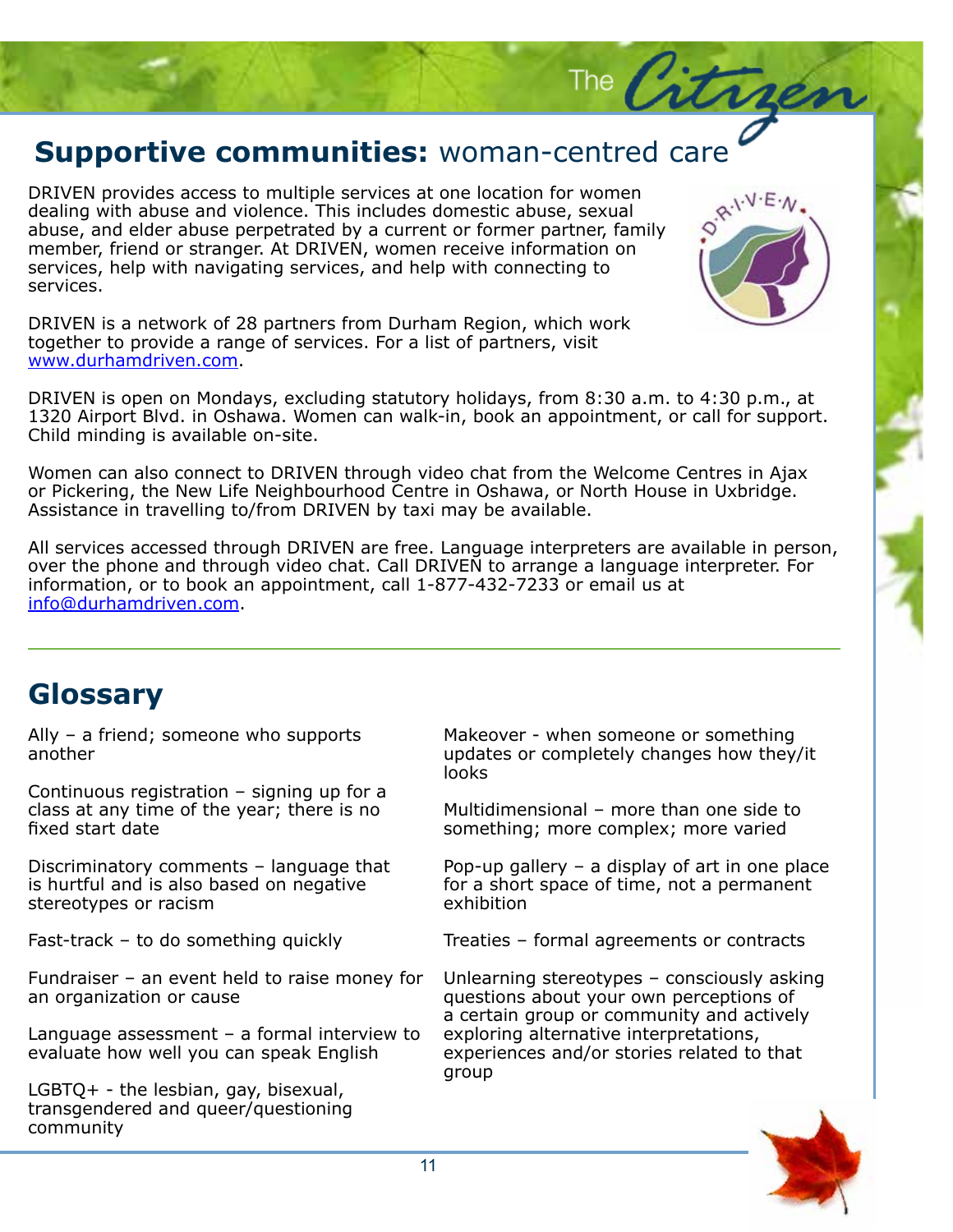## **Supportive communities:** woman-centred care

DRIVEN provides access to multiple services at one location for women dealing with abuse and violence. This includes domestic abuse, sexual abuse, and elder abuse perpetrated by a current or former partner, family member, friend or stranger. At DRIVEN, women receive information on services, help with navigating services, and help with connecting to services.

DRIVEN is a network of 28 partners from Durham Region, which work together to provide a range of services. For a list of partners, visit www.durhamdriven.com.

DRIVEN is open on Mondays, excluding statutory holidays, from 8:30 a.m. to 4:30 p.m., at 1320 Airport Blvd. in Oshawa. Women can walk-in, book an appointment, or call for support. Child minding is available on-site.

Women can also connect to DRIVEN through video chat from the Welcome Centres in Ajax or Pickering, the New Life Neighbourhood Centre in Oshawa, or North House in Uxbridge. Assistance in travelling to/from DRIVEN by taxi may be available.

All services accessed through DRIVEN are free. Language interpreters are available in person, over the phone and through video chat. Call DRIVEN to arrange a language interpreter. For information, or to book an appointment, call 1-877-432-7233 or email us at info@durhamdriven.com.

## Glossary

Ally – a friend; someone who supports another

Continuous registration – signing up for a class at any time of the year; there is no fixed start date

Discriminatory comments – language that is hurtful and is also based on negative stereotypes or racism

Fast-track – to do something quickly

Fundraiser – an event held to raise money for an organization or cause

Language assessment – a formal interview to evaluate how well you can speak English

LGBTQ+ - the lesbian, gay, bisexual, transgendered and queer/questioning community

Makeover - when someone or something updates or completely changes how they/it looks

Multidimensional – more than one side to something; more complex; more varied

Pop-up gallery – a display of art in one place for a short space of time, not a permanent exhibition

Treaties – formal agreements or contracts

Unlearning stereotypes – consciously asking questions about your own perceptions of a certain group or community and actively exploring alternative interpretations, experiences and/or stories related to that group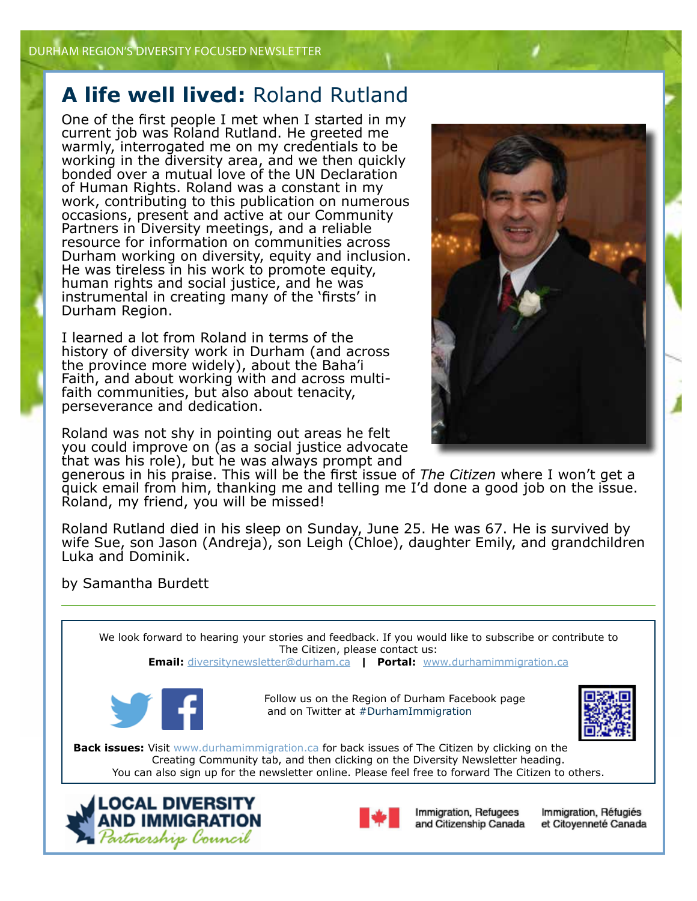# A life well lived: Roland Rutland

One of the first people I met when I started in my current job was Roland Rutland. He greeted me warmly, interrogated me on my credentials to be working in the diversity area, and we then quickly bonded over a mutual love of the UN Declaration of Human Rights. Roland was a constant in my work, contributing to this publication on numerous occasions, present and active at our Community Partners in Diversity meetings, and a reliable resource for information on communities across Durham working on diversity, equity and inclusion. He was tireless in his work to promote equity, human rights and social justice, and he was instrumental in creating many of the 'firsts' in Durham Region.

I learned a lot from Roland in terms of the history of diversity work in Durham (and across the province more widely), about the Baha'i Faith, and about working with and across multi-faith communities, but also about tenacity, perseverance and dedication.

Roland was not shy in pointing out areas he felt you could improve on (as a social justice advocate that was his role), but he was always prompt and generous in his praise. This will be the first issue of *The Citizen* where I won't get a quick email from him, thanking me and telling me I'd done a good job on the issue. Roland, my friend, you will be missed!

Roland Rutland died in his sleep on Sunday, June 25. He was 67. He is survived by wife Sue, son Jason (Andreja), son Leigh (Chloe), daughter Emily, and grandchildren Luka and Dominik.

by Samantha Burdett

---

We look forward to hearing your stories and feedback. If you would like to subscribe or contribute to The Citizen, please contact us:

**Email:** diversitynewsletter@durham.ca | **Portal:** www.durhamimmigration.ca

Follow us on the Region of Durham Facebook page and on Twitter at #DurhamImmigration

**Back issues:** Visit www.durhamimmigration.ca for back issues of The Citizen by clicking on the Creating Community tab, and then clicking on the Diversity Newsletter heading. You can also sign up for the newsletter online. Please feel free to forward The Citizen to others.

LOCAL DIVERSITY AND IMMIGRATION Partnership Council

Immigration, Refugees and Citizenship Canada | Immigration, Réfugiés et Citoyenneté Canada